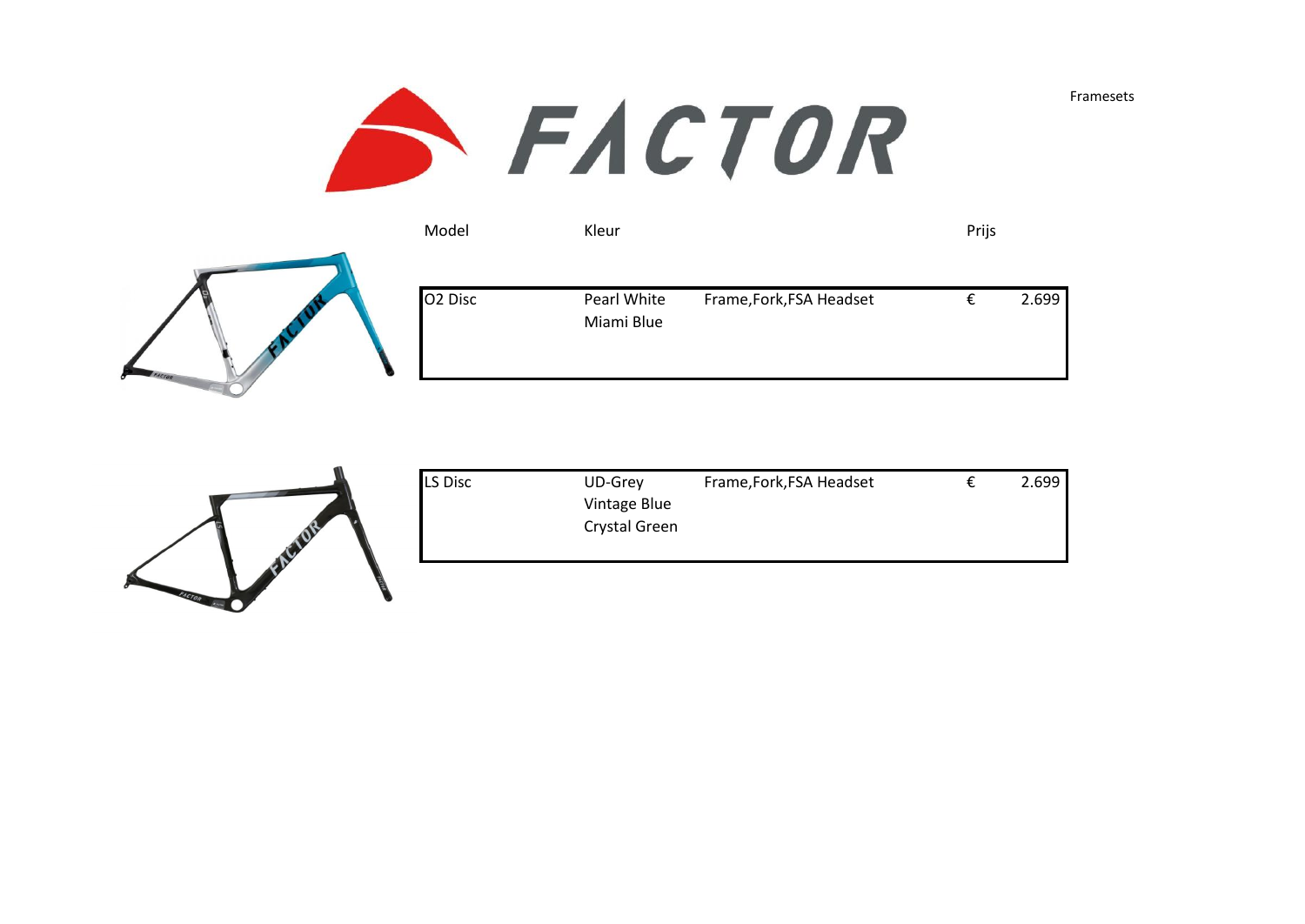Framesets

# FACTOR

| Model | Kleur | | Prijs |
|---|---|---|---|
| O2 Disc | Pearl White<br>Miami Blue | Frame,Fork,FSA Headset | € 2.699 |
| LS Disc | UD-Grey<br>Vintage Blue<br>Crystal Green | Frame,Fork,FSA Headset | € 2.699 |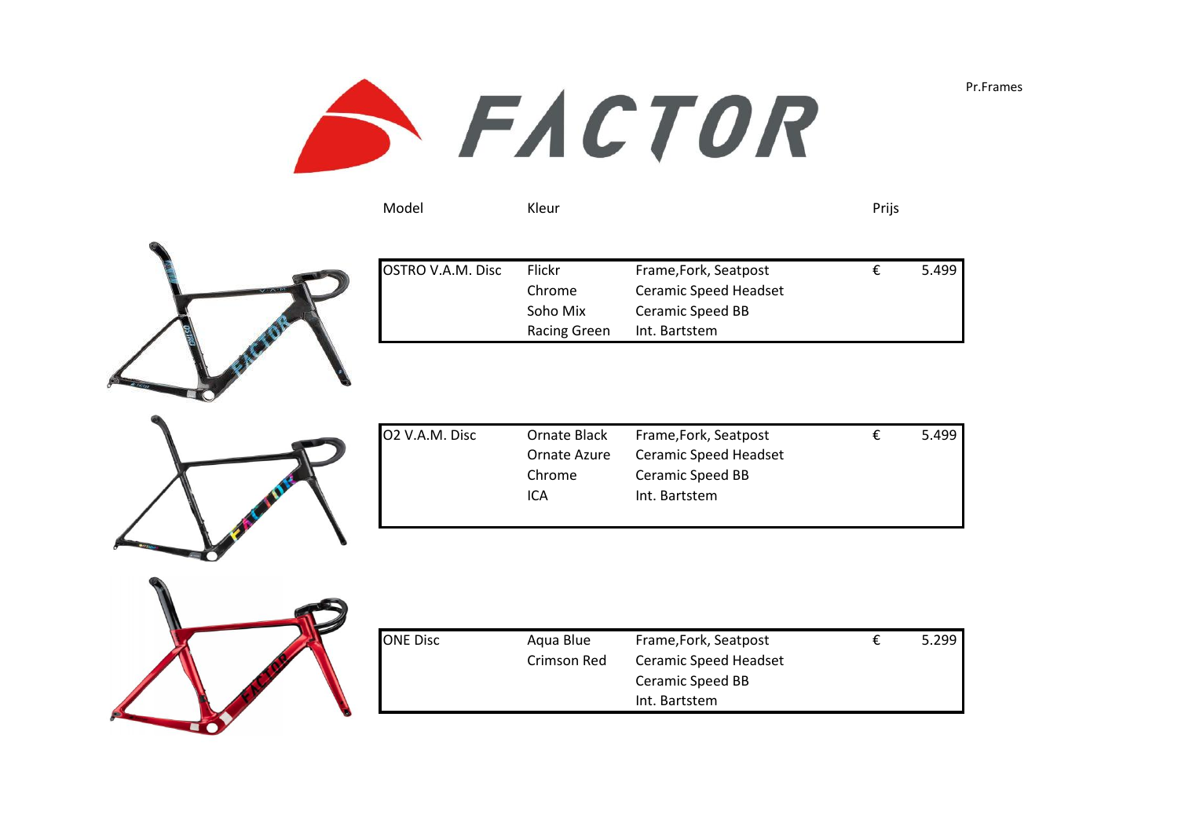Pr.Frames

# FACTOR

| Model | Kleur | | Prijs |
|---|---|---|---|
| OSTRO V.A.M. Disc | Flickr | Frame,Fork, Seatpost | € 5.499 |
| | Chrome | Ceramic Speed Headset | |
| | Soho Mix | Ceramic Speed BB | |
| | Racing Green | Int. Bartstem | |
| O2 V.A.M. Disc | Ornate Black | Frame,Fork, Seatpost | € 5.499 |
| | Ornate Azure | Ceramic Speed Headset | |
| | Chrome | Ceramic Speed BB | |
| | ICA | Int. Bartstem | |
| ONE Disc | Aqua Blue | Frame,Fork, Seatpost | € 5.299 |
| | Crimson Red | Ceramic Speed Headset | |
| | | Ceramic Speed BB | |
| | | Int. Bartstem | |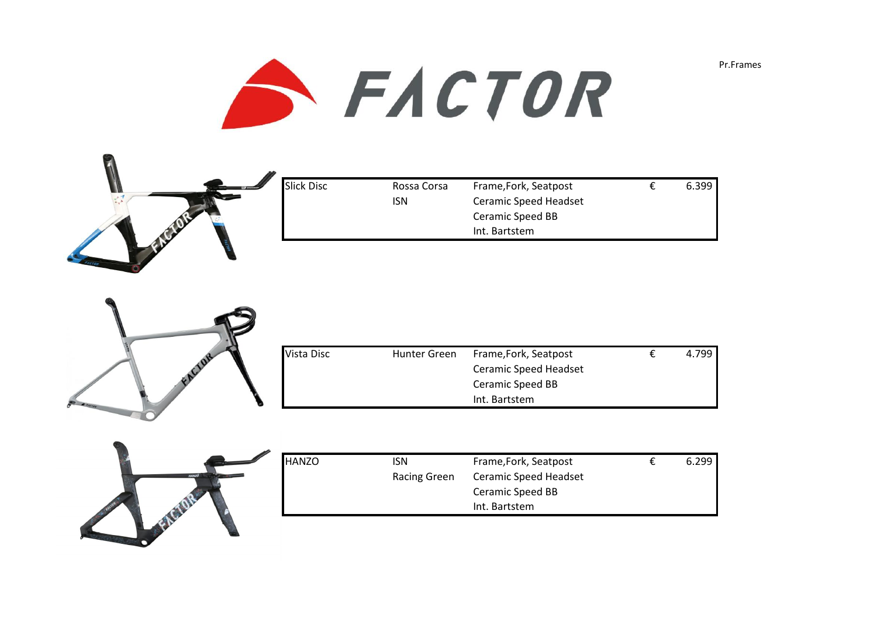Pr.Frames

# FACTOR

| Model | Color / Version | Includes | | Price |
|---|---|---|---|---|
| Slick Disc | Rossa Corsa<br>ISN | Frame,Fork, Seatpost<br>Ceramic Speed Headset<br>Ceramic Speed BB<br>Int. Bartstem | € | 6.399 |

| Model | Color / Version | Includes | | Price |
|---|---|---|---|---|
| Vista Disc | Hunter Green | Frame,Fork, Seatpost<br>Ceramic Speed Headset<br>Ceramic Speed BB<br>Int. Bartstem | € | 4.799 |

| Model | Color / Version | Includes | | Price |
|---|---|---|---|---|
| HANZO | ISN<br>Racing Green | Frame,Fork, Seatpost<br>Ceramic Speed Headset<br>Ceramic Speed BB<br>Int. Bartstem | € | 6.299 |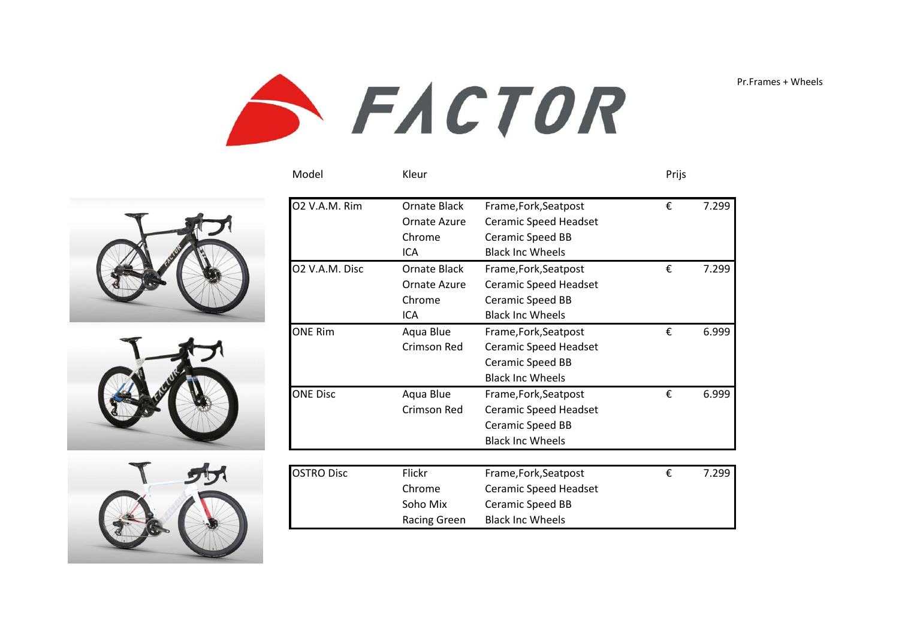Pr.Frames + Wheels

# FACTOR

| Model | Kleur | | Prijs |
|---|---|---|---|
| O2 V.A.M. Rim | Ornate Black<br>Ornate Azure<br>Chrome<br>ICA | Frame,Fork,Seatpost<br>Ceramic Speed Headset<br>Ceramic Speed BB<br>Black Inc Wheels | € 7.299 |
| O2 V.A.M. Disc | Ornate Black<br>Ornate Azure<br>Chrome<br>ICA | Frame,Fork,Seatpost<br>Ceramic Speed Headset<br>Ceramic Speed BB<br>Black Inc Wheels | € 7.299 |
| ONE Rim | Aqua Blue<br>Crimson Red | Frame,Fork,Seatpost<br>Ceramic Speed Headset<br>Ceramic Speed BB<br>Black Inc Wheels | € 6.999 |
| ONE Disc | Aqua Blue<br>Crimson Red | Frame,Fork,Seatpost<br>Ceramic Speed Headset<br>Ceramic Speed BB<br>Black Inc Wheels | € 6.999 |
| OSTRO Disc | Flickr<br>Chrome<br>Soho Mix<br>Racing Green | Frame,Fork,Seatpost<br>Ceramic Speed Headset<br>Ceramic Speed BB<br>Black Inc Wheels | € 7.299 |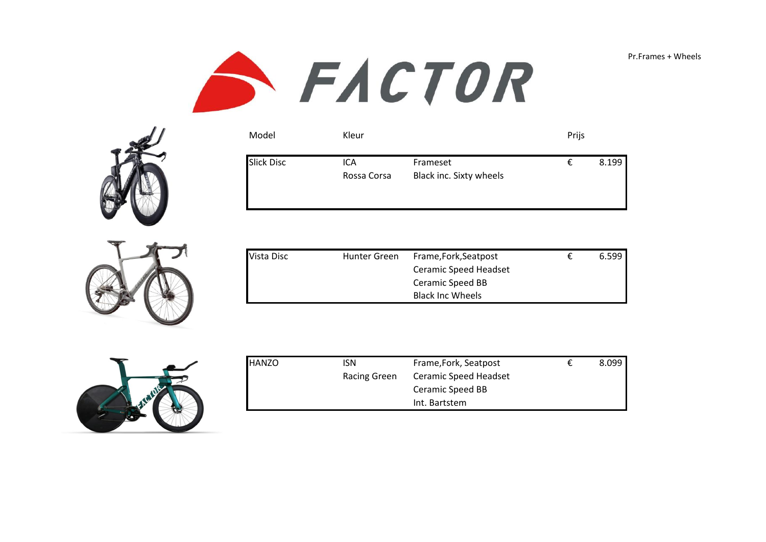Pr.Frames + Wheels

# FACTOR

| Model | Kleur | | Prijs |
|---|---|---|---|
| Slick Disc | ICA<br>Rossa Corsa | Frameset<br>Black inc. Sixty wheels | € 8.199 |
| Vista Disc | Hunter Green | Frame,Fork,Seatpost<br>Ceramic Speed Headset<br>Ceramic Speed BB<br>Black Inc Wheels | € 6.599 |
| HANZO | ISN<br>Racing Green | Frame,Fork, Seatpost<br>Ceramic Speed Headset<br>Ceramic Speed BB<br>Int. Bartstem | € 8.099 |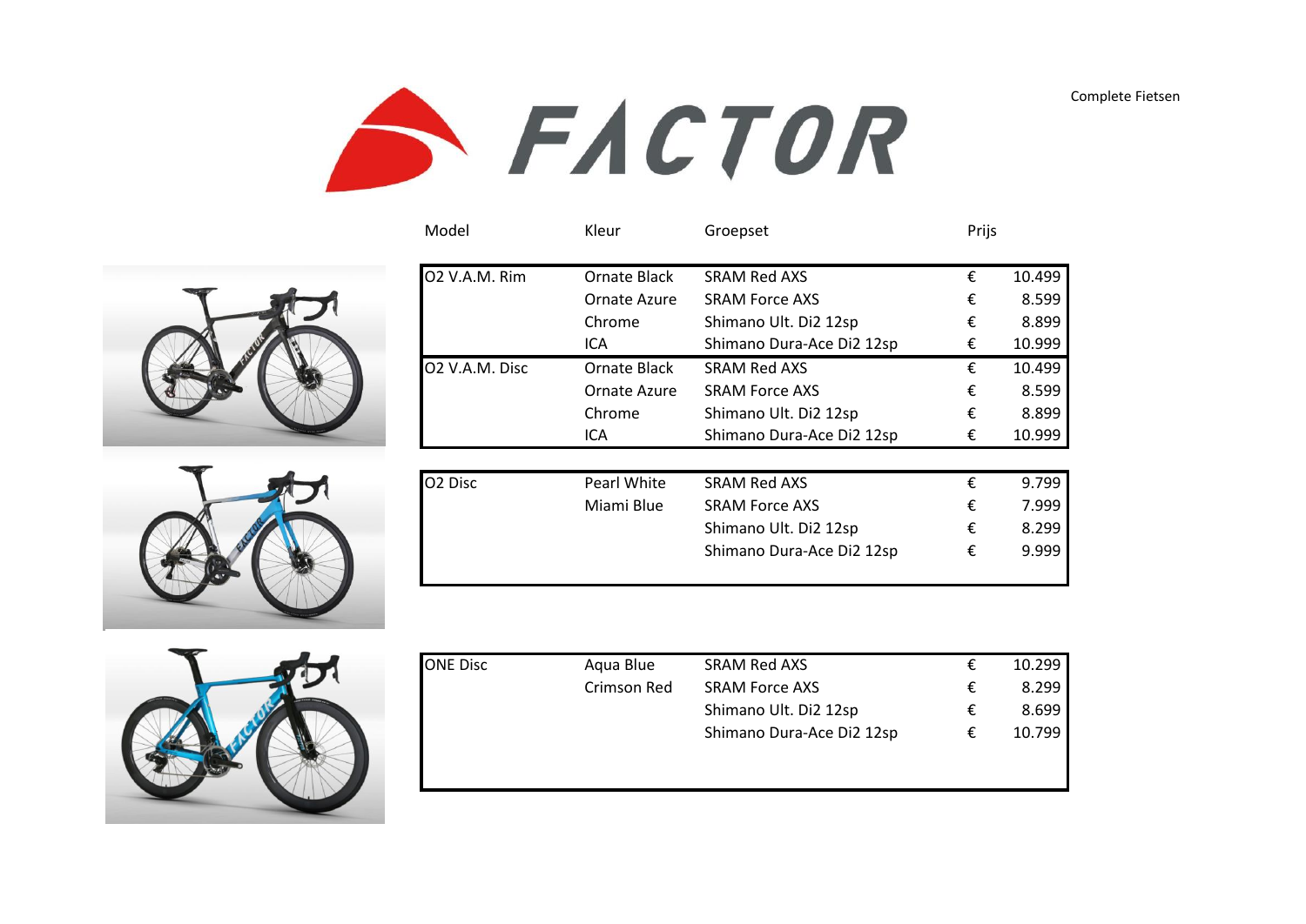Complete Fietsen

# FACTOR

| Model | Kleur | Groepset | Prijs |
|---|---|---|---|
| O2 V.A.M. Rim | Ornate Black | SRAM Red AXS | € 10.499 |
| | Ornate Azure | SRAM Force AXS | € 8.599 |
| | Chrome | Shimano Ult. Di2 12sp | € 8.899 |
| | ICA | Shimano Dura-Ace Di2 12sp | € 10.999 |
| O2 V.A.M. Disc | Ornate Black | SRAM Red AXS | € 10.499 |
| | Ornate Azure | SRAM Force AXS | € 8.599 |
| | Chrome | Shimano Ult. Di2 12sp | € 8.899 |
| | ICA | Shimano Dura-Ace Di2 12sp | € 10.999 |
| O2 Disc | Pearl White | SRAM Red AXS | € 9.799 |
| | Miami Blue | SRAM Force AXS | € 7.999 |
| | | Shimano Ult. Di2 12sp | € 8.299 |
| | | Shimano Dura-Ace Di2 12sp | € 9.999 |
| ONE Disc | Aqua Blue | SRAM Red AXS | € 10.299 |
| | Crimson Red | SRAM Force AXS | € 8.299 |
| | | Shimano Ult. Di2 12sp | € 8.699 |
| | | Shimano Dura-Ace Di2 12sp | € 10.799 |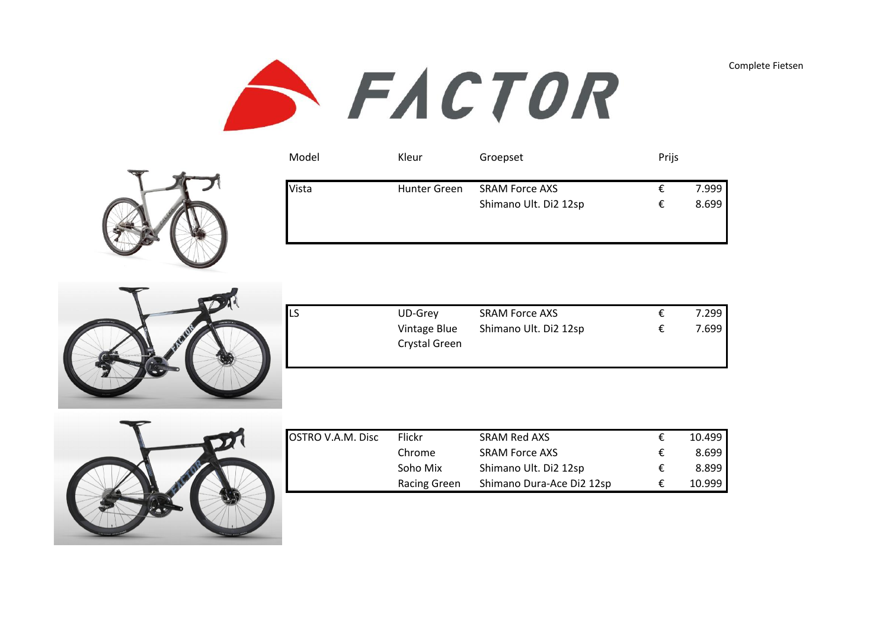Complete Fietsen

# FACTOR

| Model | Kleur | Groepset | Prijs |
|---|---|---|---|
| Vista | Hunter Green | SRAM Force AXS | € 7.999 |
| | | Shimano Ult. Di2 12sp | € 8.699 |
| LS | UD-Grey | SRAM Force AXS | € 7.299 |
| | Vintage Blue | Shimano Ult. Di2 12sp | € 7.699 |
| | Crystal Green | | |
| OSTRO V.A.M. Disc | Flickr | SRAM Red AXS | € 10.499 |
| | Chrome | SRAM Force AXS | € 8.699 |
| | Soho Mix | Shimano Ult. Di2 12sp | € 8.899 |
| | Racing Green | Shimano Dura-Ace Di2 12sp | € 10.999 |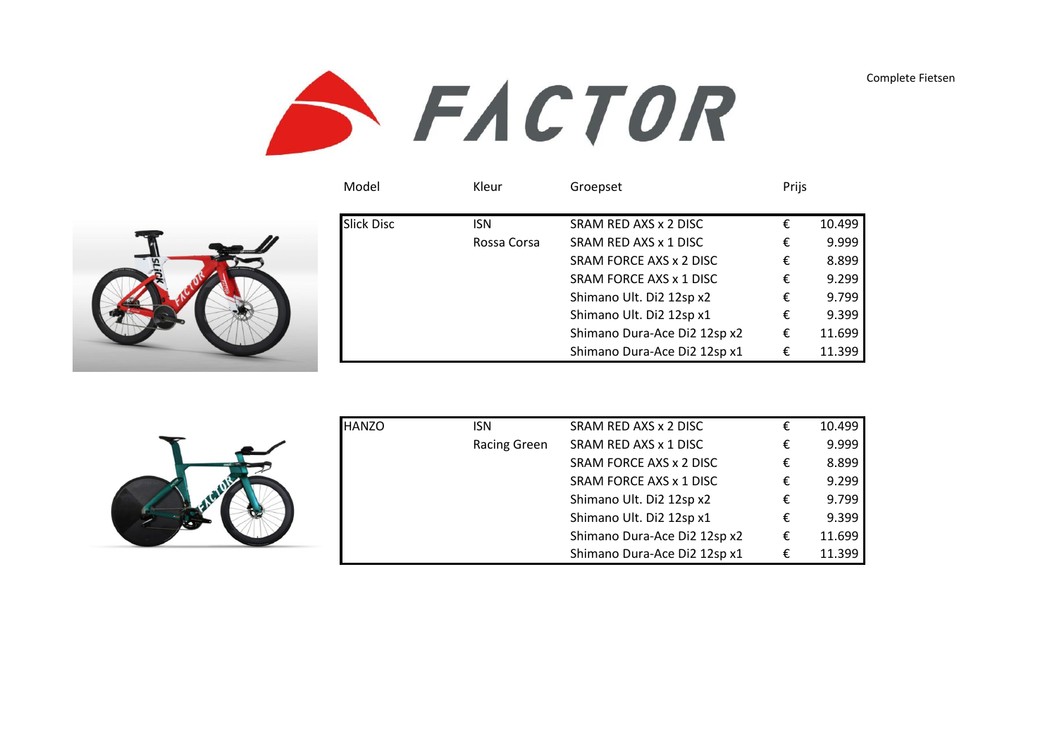Complete Fietsen

# FACTOR

| Model | Kleur | Groepset | Prijs |
|---|---|---|---|
| Slick Disc | ISN | SRAM RED AXS x 2 DISC | € 10.499 |
| | Rossa Corsa | SRAM RED AXS x 1 DISC | € 9.999 |
| | | SRAM FORCE AXS x 2 DISC | € 8.899 |
| | | SRAM FORCE AXS x 1 DISC | € 9.299 |
| | | Shimano Ult. Di2 12sp x2 | € 9.799 |
| | | Shimano Ult. Di2 12sp x1 | € 9.399 |
| | | Shimano Dura-Ace Di2 12sp x2 | € 11.699 |
| | | Shimano Dura-Ace Di2 12sp x1 | € 11.399 |
| HANZO | ISN | SRAM RED AXS x 2 DISC | € 10.499 |
| | Racing Green | SRAM RED AXS x 1 DISC | € 9.999 |
| | | SRAM FORCE AXS x 2 DISC | € 8.899 |
| | | SRAM FORCE AXS x 1 DISC | € 9.299 |
| | | Shimano Ult. Di2 12sp x2 | € 9.799 |
| | | Shimano Ult. Di2 12sp x1 | € 9.399 |
| | | Shimano Dura-Ace Di2 12sp x2 | € 11.699 |
| | | Shimano Dura-Ace Di2 12sp x1 | € 11.399 |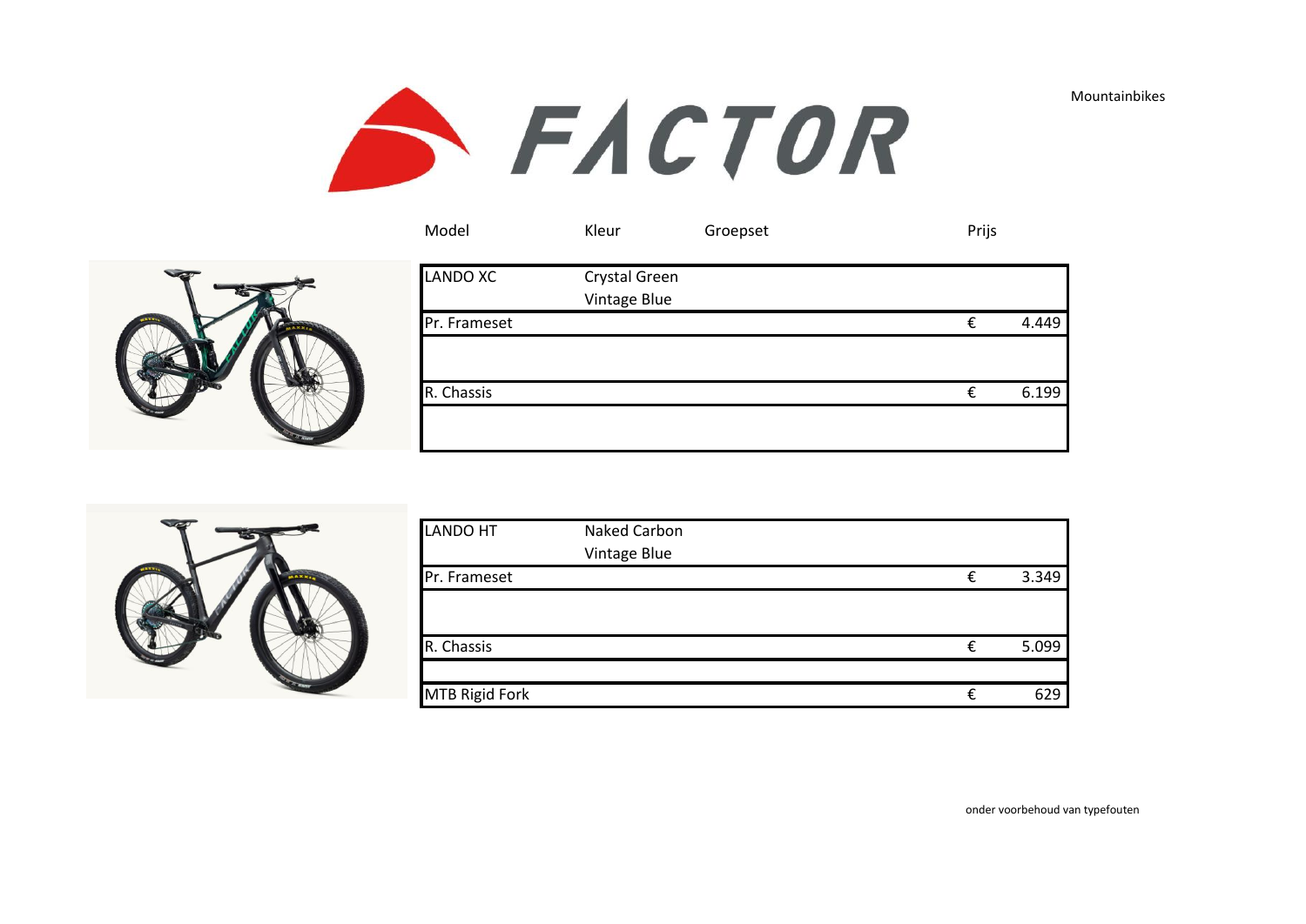Mountainbikes

# FACTOR

| Model | Kleur | Groepset | Prijs | |
|---|---|---|---|---|
| LANDO XC | Crystal Green<br>Vintage Blue | | | |
| Pr. Frameset | | | € | 4.449 |
| | | | | |
| R. Chassis | | | € | 6.199 |
| | | | | |
| LANDO HT | Naked Carbon<br>Vintage Blue | | | |
| Pr. Frameset | | | € | 3.349 |
| | | | | |
| R. Chassis | | | € | 5.099 |
| | | | | |
| MTB Rigid Fork | | | € | 629 |

onder voorbehoud van typefouten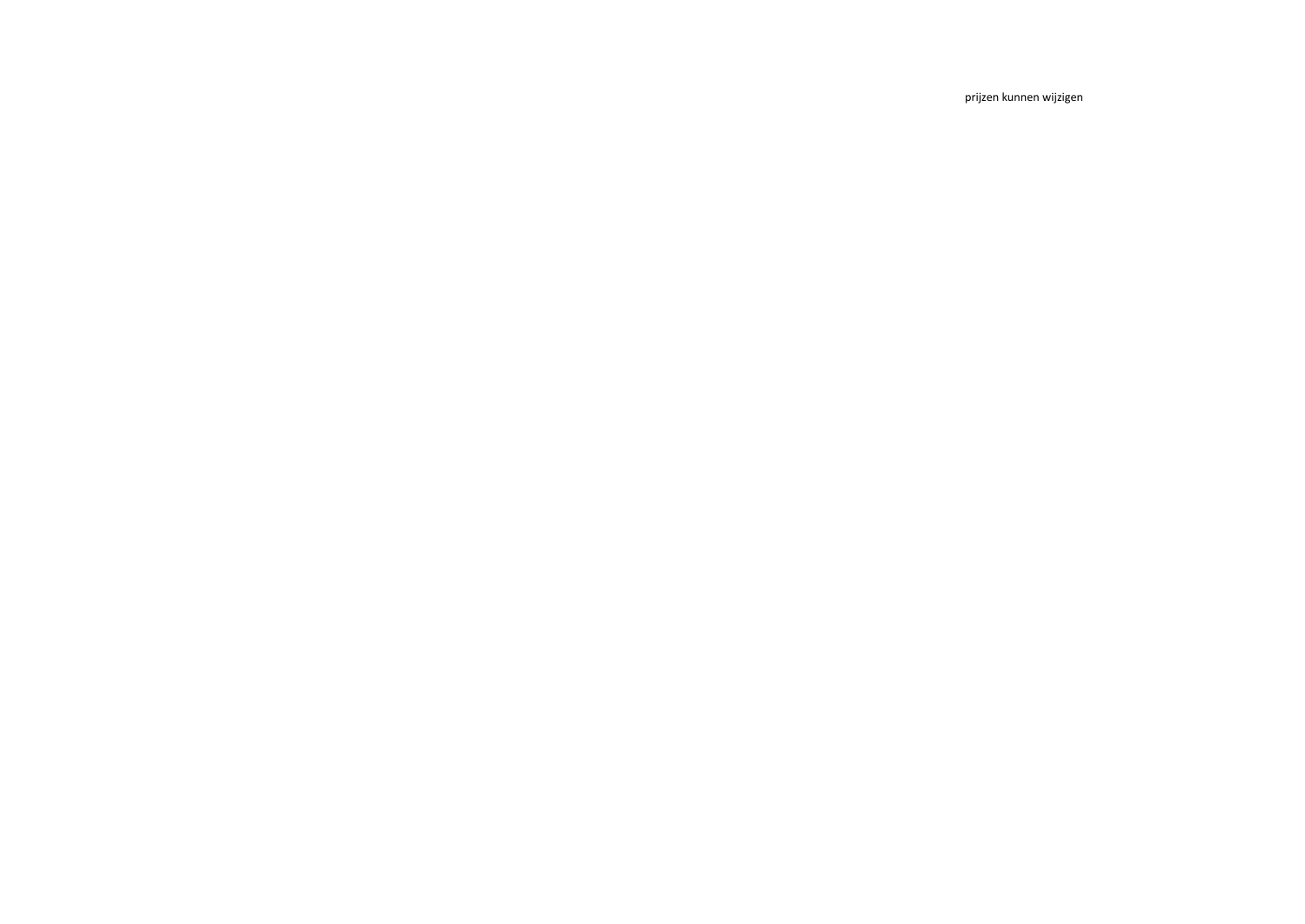prijzen kunnen wijzigen